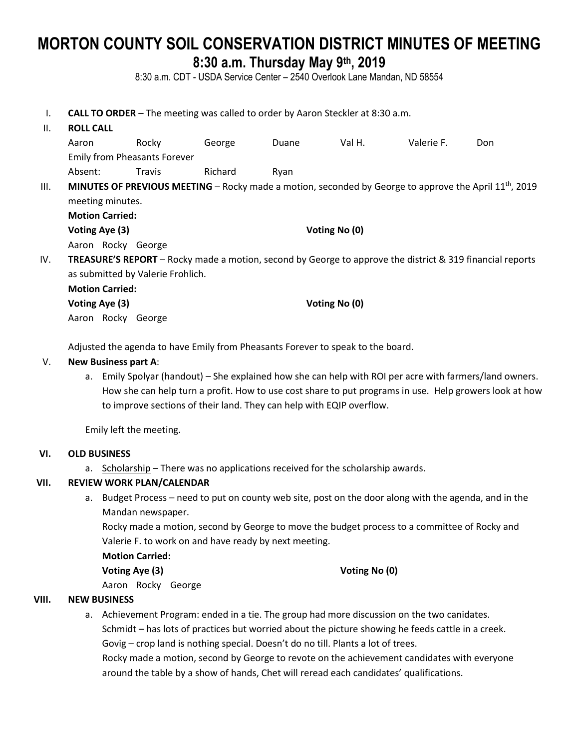# MORTON COUNTY SOIL CONSERVATION DISTRICT MINUTES OF MEETING

## 8:30 a.m. Thursday May 9th, 2019

8:30 a.m. CDT - USDA Service Center – 2540 Overlook Lane Mandan, ND 58554

I. **CALL TO ORDER** – The meeting was called to order by Aaron Steckler at 8:30 a.m.

II. **ROLL CALL**

Aaron Rocky George Duane Val H. Valerie F. Don

Emily from Pheasants Forever

Absent: Travis Richard Ryan

III. **MINUTES OF PREVIOUS MEETING** – Rocky made a motion, seconded by George to approve the April 11th, 2019 meeting minutes.

**Motion Carried:**

**Voting Aye (3)** **Voting No (0)**

Aaron Rocky George

IV. **TREASURE'S REPORT** – Rocky made a motion, second by George to approve the district & 319 financial reports as submitted by Valerie Frohlich.

**Motion Carried:**

**Voting Aye (3)** **Voting No (0)**

Aaron Rocky George

Adjusted the agenda to have Emily from Pheasants Forever to speak to the board.

V. **New Business part A**:

a. Emily Spolyar (handout) – She explained how she can help with ROI per acre with farmers/land owners. How she can help turn a profit. How to use cost share to put programs in use. Help growers look at how to improve sections of their land. They can help with EQIP overflow.

Emily left the meeting.

VI. **OLD BUSINESS**

a. Scholarship – There was no applications received for the scholarship awards.

VII. **REVIEW WORK PLAN/CALENDAR**

a. Budget Process – need to put on county web site, post on the door along with the agenda, and in the Mandan newspaper.

Rocky made a motion, second by George to move the budget process to a committee of Rocky and Valerie F. to work on and have ready by next meeting.

**Motion Carried:**

**Voting Aye (3)** **Voting No (0)**

Aaron Rocky George

VIII. **NEW BUSINESS**

a. Achievement Program: ended in a tie. The group had more discussion on the two canidates.

Schmidt – has lots of practices but worried about the picture showing he feeds cattle in a creek.

Govig – crop land is nothing special. Doesn't do no till. Plants a lot of trees.

Rocky made a motion, second by George to revote on the achievement candidates with everyone around the table by a show of hands, Chet will reread each candidates' qualifications.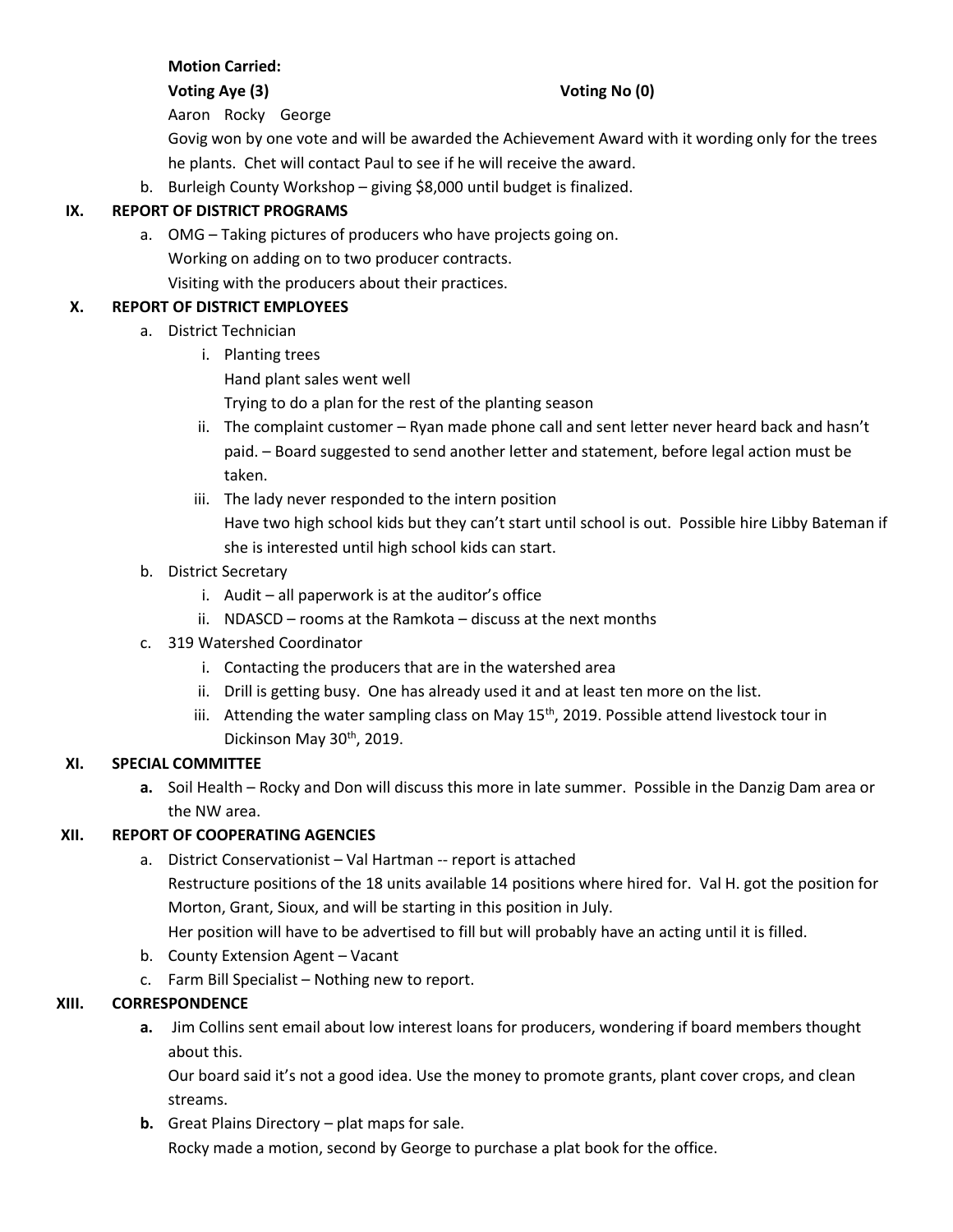**Motion Carried:**

**Voting Aye (3)** **Voting No (0)**

Aaron Rocky George

Govig won by one vote and will be awarded the Achievement Award with it wording only for the trees he plants. Chet will contact Paul to see if he will receive the award.

b. Burleigh County Workshop – giving $8,000 until budget is finalized.

## IX. REPORT OF DISTRICT PROGRAMS

a. OMG – Taking pictures of producers who have projects going on.
   Working on adding on to two producer contracts.
   Visiting with the producers about their practices.

## X. REPORT OF DISTRICT EMPLOYEES

a. District Technician
   - i. Planting trees
     Hand plant sales went well
     Trying to do a plan for the rest of the planting season
   - ii. The complaint customer – Ryan made phone call and sent letter never heard back and hasn't paid. – Board suggested to send another letter and statement, before legal action must be taken.
   - iii. The lady never responded to the intern position
     Have two high school kids but they can't start until school is out. Possible hire Libby Bateman if she is interested until high school kids can start.

b. District Secretary
   - i. Audit – all paperwork is at the auditor's office
   - ii. NDASCD – rooms at the Ramkota – discuss at the next months

c. 319 Watershed Coordinator
   - i. Contacting the producers that are in the watershed area
   - ii. Drill is getting busy. One has already used it and at least ten more on the list.
   - iii. Attending the water sampling class on May 15th, 2019. Possible attend livestock tour in Dickinson May 30th, 2019.

## XI. SPECIAL COMMITTEE

**a.** Soil Health – Rocky and Don will discuss this more in late summer. Possible in the Danzig Dam area or the NW area.

## XII. REPORT OF COOPERATING AGENCIES

a. District Conservationist – Val Hartman -- report is attached
   Restructure positions of the 18 units available 14 positions where hired for. Val H. got the position for Morton, Grant, Sioux, and will be starting in this position in July.
   Her position will have to be advertised to fill but will probably have an acting until it is filled.

b. County Extension Agent – Vacant

c. Farm Bill Specialist – Nothing new to report.

## XIII. CORRESPONDENCE

**a.** Jim Collins sent email about low interest loans for producers, wondering if board members thought about this.
   Our board said it's not a good idea. Use the money to promote grants, plant cover crops, and clean streams.

**b.** Great Plains Directory – plat maps for sale.
   Rocky made a motion, second by George to purchase a plat book for the office.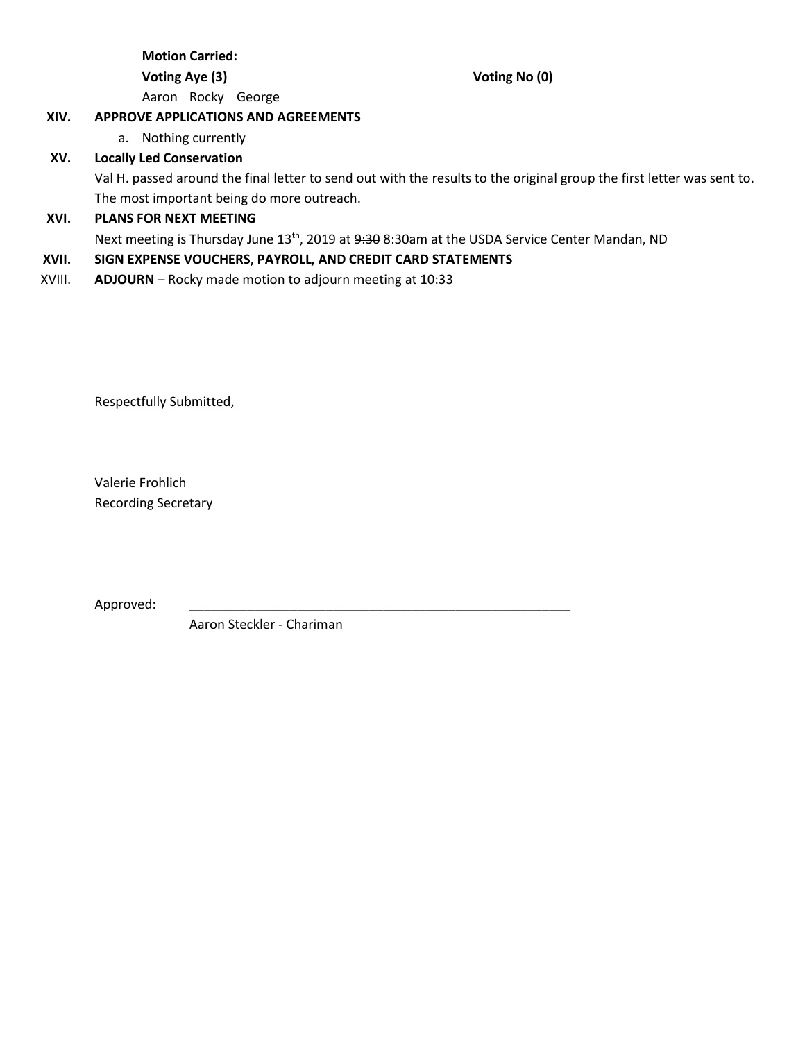**Motion Carried:**

**Voting Aye (3)** **Voting No (0)**

Aaron Rocky George

**XIV. APPROVE APPLICATIONS AND AGREEMENTS**

a. Nothing currently

**XV. Locally Led Conservation**

Val H. passed around the final letter to send out with the results to the original group the first letter was sent to. The most important being do more outreach.

**XVI. PLANS FOR NEXT MEETING**

Next meeting is Thursday June 13th, 2019 at ~~9:30~~ 8:30am at the USDA Service Center Mandan, ND

**XVII. SIGN EXPENSE VOUCHERS, PAYROLL, AND CREDIT CARD STATEMENTS**

XVIII. **ADJOURN** – Rocky made motion to adjourn meeting at 10:33

Respectfully Submitted,

Valerie Frohlich
Recording Secretary

Approved: _______________________________________________________

Aaron Steckler - Chariman